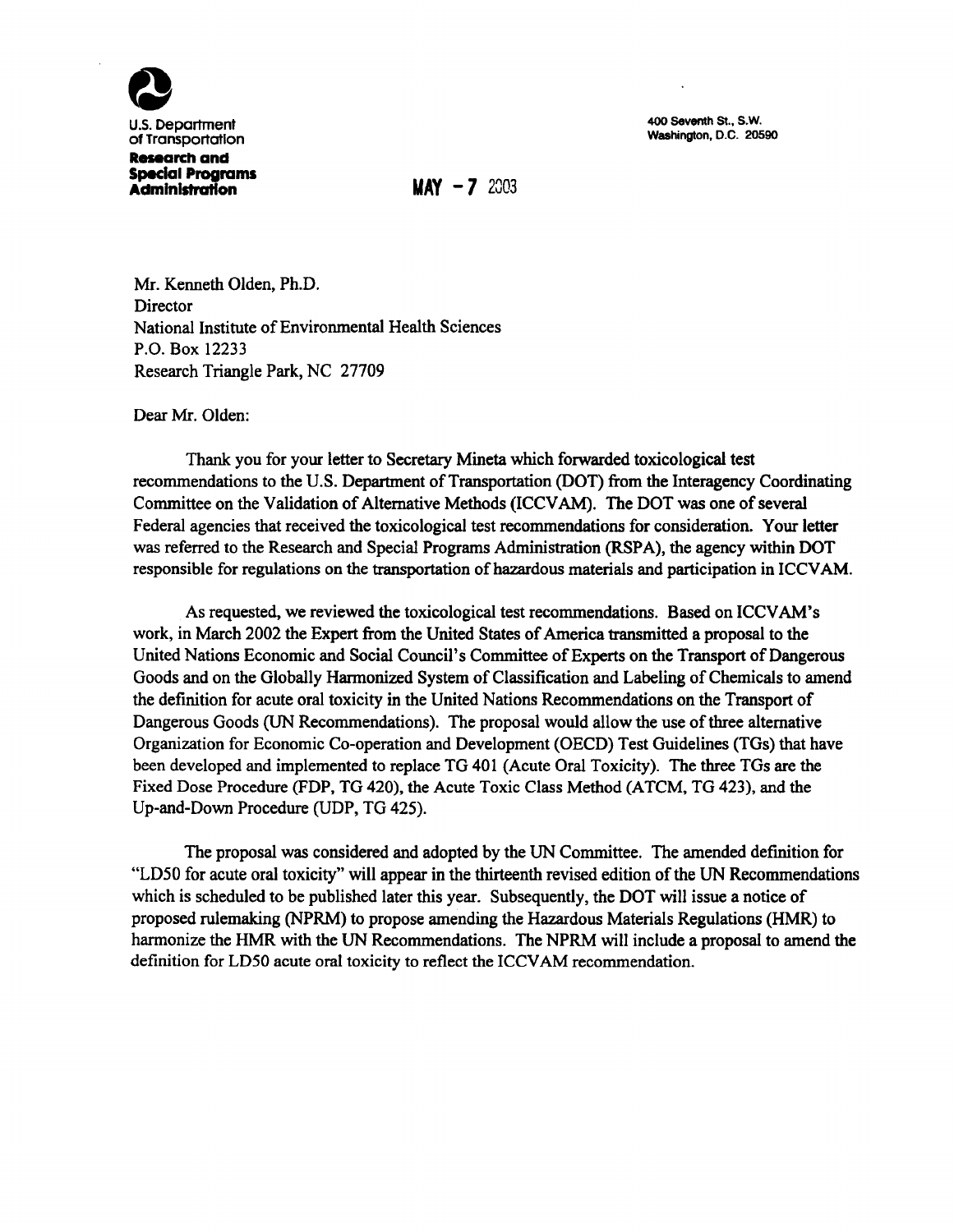U.S. Department of Transportation
**Research and Special Programs Administration**

400 Seventh St., S.W.
Washington, D.C. 20590

MAY - 7 2003

Mr. Kenneth Olden, Ph.D.
Director
National Institute of Environmental Health Sciences
P.O. Box 12233
Research Triangle Park, NC 27709

Dear Mr. Olden:

Thank you for your letter to Secretary Mineta which forwarded toxicological test recommendations to the U.S. Department of Transportation (DOT) from the Interagency Coordinating Committee on the Validation of Alternative Methods (ICCVAM). The DOT was one of several Federal agencies that received the toxicological test recommendations for consideration. Your letter was referred to the Research and Special Programs Administration (RSPA), the agency within DOT responsible for regulations on the transportation of hazardous materials and participation in ICCVAM.

As requested, we reviewed the toxicological test recommendations. Based on ICCVAM's work, in March 2002 the Expert from the United States of America transmitted a proposal to the United Nations Economic and Social Council's Committee of Experts on the Transport of Dangerous Goods and on the Globally Harmonized System of Classification and Labeling of Chemicals to amend the definition for acute oral toxicity in the United Nations Recommendations on the Transport of Dangerous Goods (UN Recommendations). The proposal would allow the use of three alternative Organization for Economic Co-operation and Development (OECD) Test Guidelines (TGs) that have been developed and implemented to replace TG 401 (Acute Oral Toxicity). The three TGs are the Fixed Dose Procedure (FDP, TG 420), the Acute Toxic Class Method (ATCM, TG 423), and the Up-and-Down Procedure (UDP, TG 425).

The proposal was considered and adopted by the UN Committee. The amended definition for "LD50 for acute oral toxicity" will appear in the thirteenth revised edition of the UN Recommendations which is scheduled to be published later this year. Subsequently, the DOT will issue a notice of proposed rulemaking (NPRM) to propose amending the Hazardous Materials Regulations (HMR) to harmonize the HMR with the UN Recommendations. The NPRM will include a proposal to amend the definition for LD50 acute oral toxicity to reflect the ICCVAM recommendation.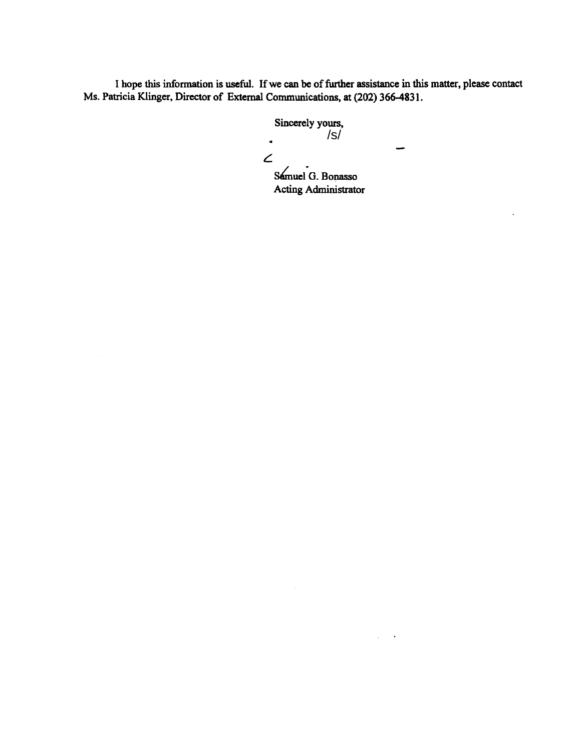I hope this information is useful. If we can be of further assistance in this matter, please contact Ms. Patricia Klinger, Director of External Communications, at (202) 366-4831.

Sincerely yours,

/s/

Samuel G. Bonasso
Acting Administrator